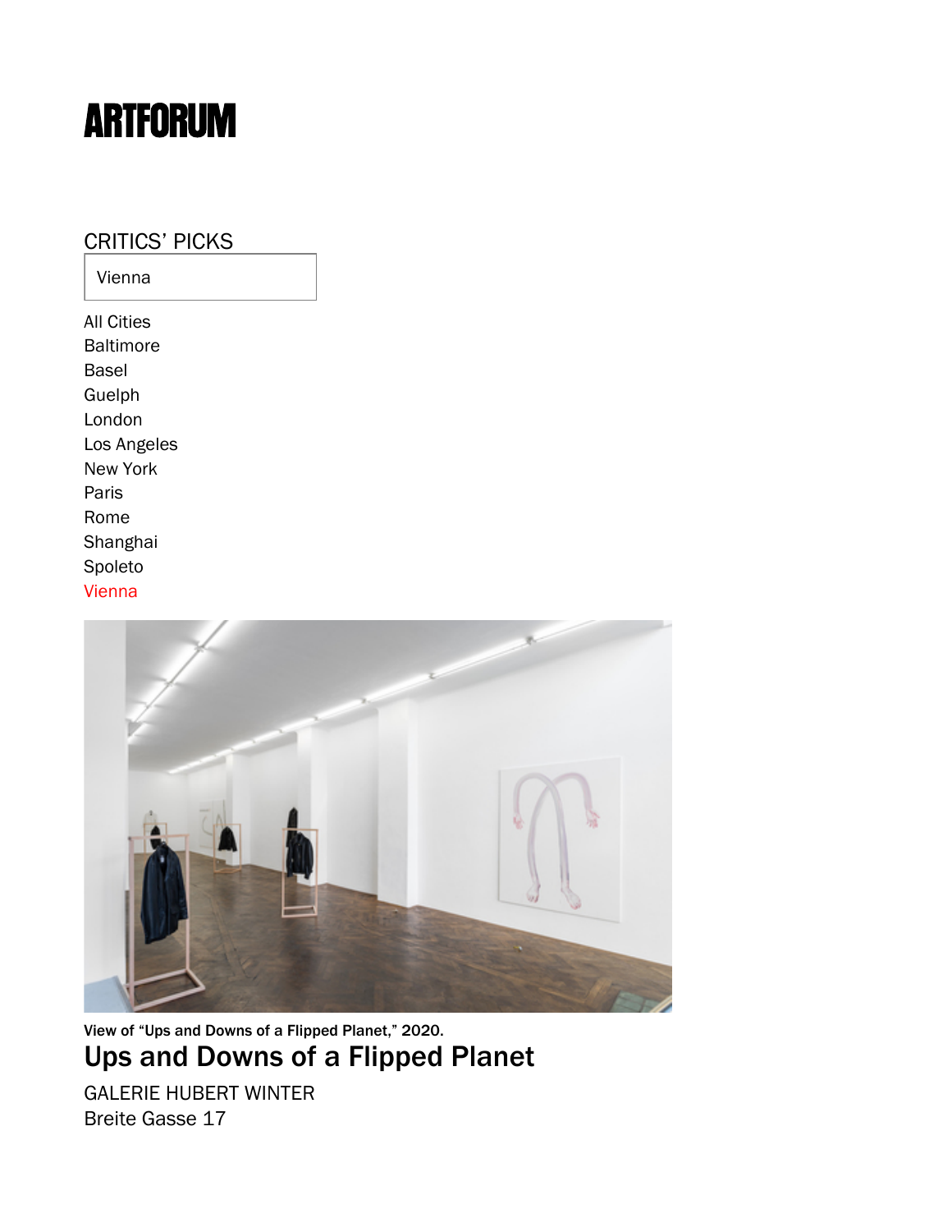# ARTFORUM

CRITICS' PICKS

Vienna

All Cities
Baltimore
Basel
Guelph
London
Los Angeles
New York
Paris
Rome
Shanghai
Spoleto
Vienna

View of "Ups and Downs of a Flipped Planet," 2020.

## Ups and Downs of a Flipped Planet

GALERIE HUBERT WINTER
Breite Gasse 17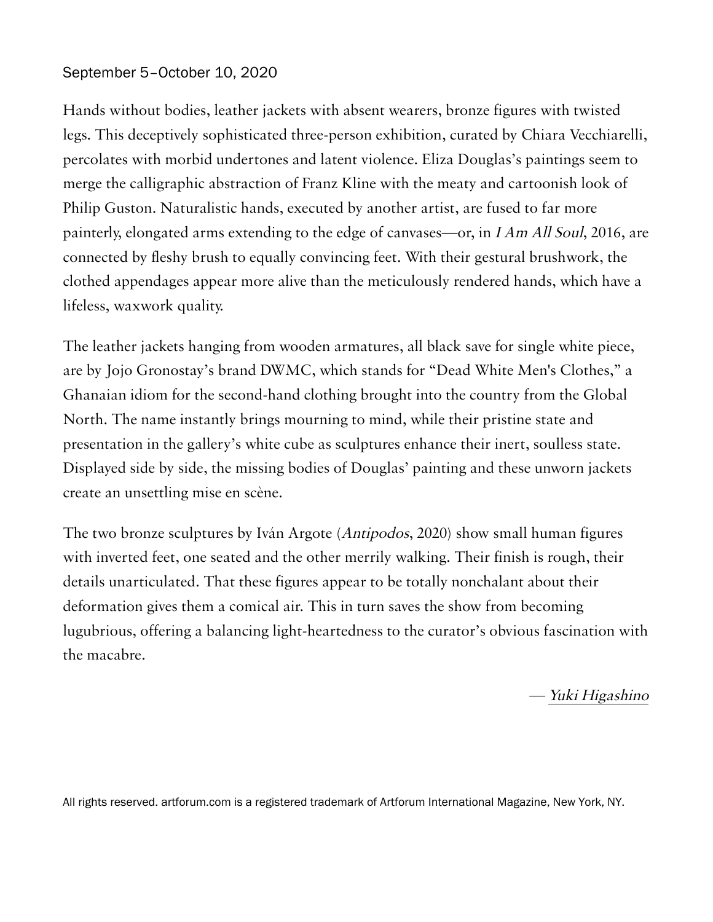September 5–October 10, 2020

Hands without bodies, leather jackets with absent wearers, bronze figures with twisted legs. This deceptively sophisticated three-person exhibition, curated by Chiara Vecchiarelli, percolates with morbid undertones and latent violence. Eliza Douglas's paintings seem to merge the calligraphic abstraction of Franz Kline with the meaty and cartoonish look of Philip Guston. Naturalistic hands, executed by another artist, are fused to far more painterly, elongated arms extending to the edge of canvases—or, in *I Am All Soul*, 2016, are connected by fleshy brush to equally convincing feet. With their gestural brushwork, the clothed appendages appear more alive than the meticulously rendered hands, which have a lifeless, waxwork quality.

The leather jackets hanging from wooden armatures, all black save for single white piece, are by Jojo Gronostay's brand DWMC, which stands for "Dead White Men's Clothes," a Ghanaian idiom for the second-hand clothing brought into the country from the Global North. The name instantly brings mourning to mind, while their pristine state and presentation in the gallery's white cube as sculptures enhance their inert, soulless state. Displayed side by side, the missing bodies of Douglas' painting and these unworn jackets create an unsettling mise en scène.

The two bronze sculptures by Iván Argote (*Antipodos*, 2020) show small human figures with inverted feet, one seated and the other merrily walking. Their finish is rough, their details unarticulated. That these figures appear to be totally nonchalant about their deformation gives them a comical air. This in turn saves the show from becoming lugubrious, offering a balancing light-heartedness to the curator's obvious fascination with the macabre.

— *Yuki Higashino*

All rights reserved. artforum.com is a registered trademark of Artforum International Magazine, New York, NY.